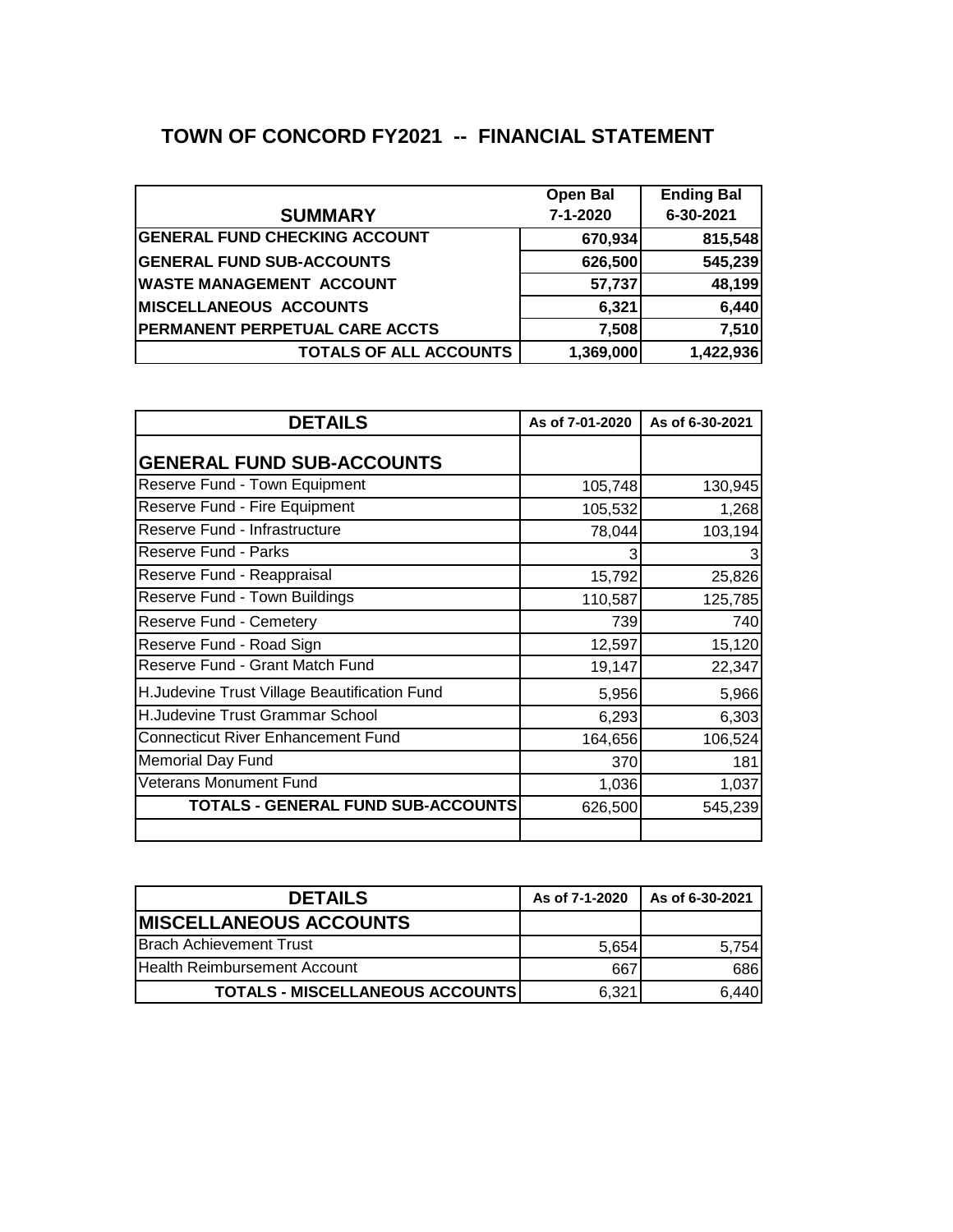# TOWN OF CONCORD FY2021 -- FINANCIAL STATEMENT

| SUMMARY | Open Bal 7-1-2020 | Ending Bal 6-30-2021 |
|---|---|---|
| **GENERAL FUND CHECKING ACCOUNT** | **670,934** | **815,548** |
| **GENERAL FUND SUB-ACCOUNTS** | **626,500** | **545,239** |
| **WASTE MANAGEMENT ACCOUNT** | **57,737** | **48,199** |
| **MISCELLANEOUS ACCOUNTS** | **6,321** | **6,440** |
| **PERMANENT PERPETUAL CARE ACCTS** | **7,508** | **7,510** |
| **TOTALS OF ALL ACCOUNTS** | **1,369,000** | **1,422,936** |

| DETAILS | As of 7-01-2020 | As of 6-30-2021 |
|---|---|---|
| **GENERAL FUND SUB-ACCOUNTS** | | |
| Reserve Fund - Town Equipment | 105,748 | 130,945 |
| Reserve Fund - Fire Equipment | 105,532 | 1,268 |
| Reserve Fund - Infrastructure | 78,044 | 103,194 |
| Reserve Fund - Parks | 3 | 3 |
| Reserve Fund - Reappraisal | 15,792 | 25,826 |
| Reserve Fund - Town Buildings | 110,587 | 125,785 |
| Reserve Fund - Cemetery | 739 | 740 |
| Reserve Fund - Road Sign | 12,597 | 15,120 |
| Reserve Fund - Grant Match Fund | 19,147 | 22,347 |
| H.Judevine Trust Village Beautification Fund | 5,956 | 5,966 |
| H.Judevine Trust Grammar School | 6,293 | 6,303 |
| Connecticut River Enhancement Fund | 164,656 | 106,524 |
| Memorial Day Fund | 370 | 181 |
| Veterans Monument Fund | 1,036 | 1,037 |
| **TOTALS - GENERAL FUND SUB-ACCOUNTS** | 626,500 | 545,239 |

| DETAILS | As of 7-1-2020 | As of 6-30-2021 |
|---|---|---|
| **MISCELLANEOUS ACCOUNTS** | | |
| Brach Achievement Trust | 5,654 | 5,754 |
| Health Reimbursement Account | 667 | 686 |
| **TOTALS - MISCELLANEOUS ACCOUNTS** | 6,321 | 6,440 |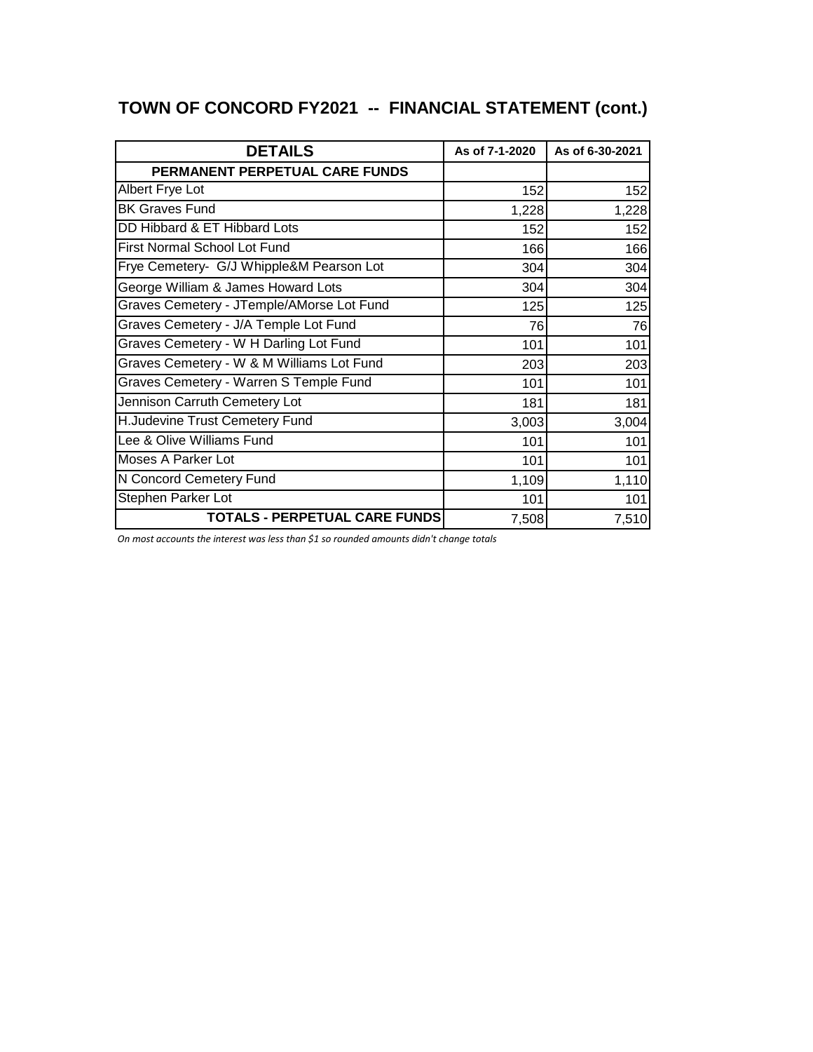## TOWN OF CONCORD FY2021 -- FINANCIAL STATEMENT (cont.)

| DETAILS | As of 7-1-2020 | As of 6-30-2021 |
|---|---|---|
| **PERMANENT PERPETUAL CARE FUNDS** | | |
| Albert Frye Lot | 152 | 152 |
| BK Graves Fund | 1,228 | 1,228 |
| DD Hibbard & ET Hibbard Lots | 152 | 152 |
| First Normal School Lot Fund | 166 | 166 |
| Frye Cemetery- G/J Whipple&M Pearson Lot | 304 | 304 |
| George William & James Howard Lots | 304 | 304 |
| Graves Cemetery - JTemple/AMorse Lot Fund | 125 | 125 |
| Graves Cemetery - J/A Temple Lot Fund | 76 | 76 |
| Graves Cemetery - W H Darling Lot Fund | 101 | 101 |
| Graves Cemetery - W & M Williams Lot Fund | 203 | 203 |
| Graves Cemetery - Warren S Temple Fund | 101 | 101 |
| Jennison Carruth Cemetery Lot | 181 | 181 |
| H.Judevine Trust Cemetery Fund | 3,003 | 3,004 |
| Lee & Olive Williams Fund | 101 | 101 |
| Moses A Parker Lot | 101 | 101 |
| N Concord Cemetery Fund | 1,109 | 1,110 |
| Stephen Parker Lot | 101 | 101 |
| **TOTALS - PERPETUAL CARE FUNDS** | 7,508 | 7,510 |

*On most accounts the interest was less than $1 so rounded amounts didn't change totals*